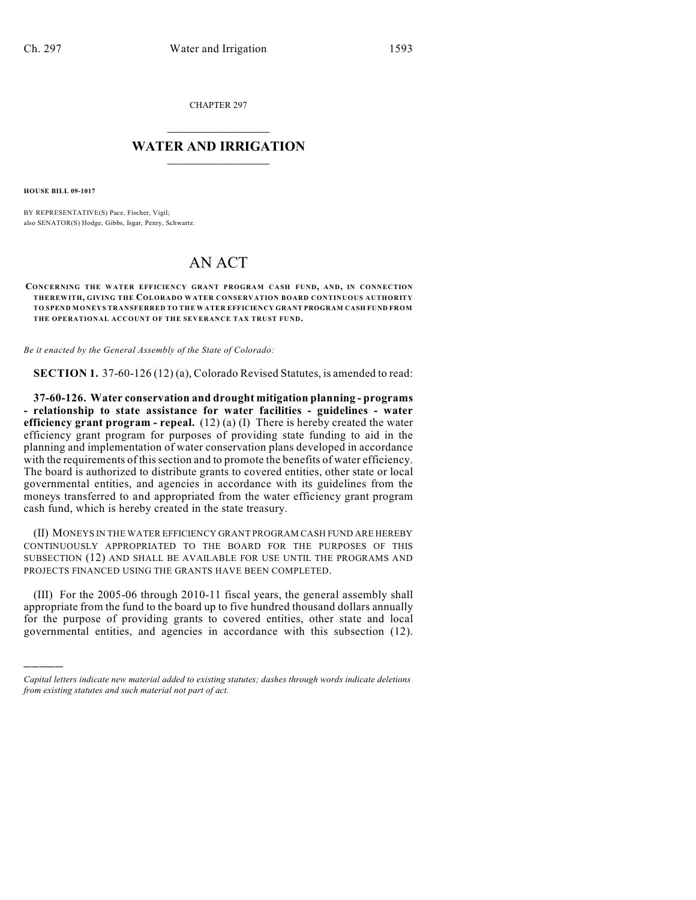CHAPTER 297

# WATER AND IRRIGATION

**HOUSE BILL 09-1017**

BY REPRESENTATIVE(S) Pace, Fischer, Vigil;
also SENATOR(S) Hodge, Gibbs, Isgar, Penry, Schwartz.

# AN ACT

**CONCERNING THE WATER EFFICIENCY GRANT PROGRAM CASH FUND, AND, IN CONNECTION THEREWITH, GIVING THE COLORADO WATER CONSERVATION BOARD CONTINUOUS AUTHORITY TO SPEND MONEYS TRANSFERRED TO THE WATER EFFICIENCY GRANT PROGRAM CASH FUND FROM THE OPERATIONAL ACCOUNT OF THE SEVERANCE TAX TRUST FUND.**

*Be it enacted by the General Assembly of the State of Colorado:*

**SECTION 1.** 37-60-126 (12) (a), Colorado Revised Statutes, is amended to read:

**37-60-126. Water conservation and drought mitigation planning - programs - relationship to state assistance for water facilities - guidelines - water efficiency grant program - repeal.** (12) (a) (I) There is hereby created the water efficiency grant program for purposes of providing state funding to aid in the planning and implementation of water conservation plans developed in accordance with the requirements of this section and to promote the benefits of water efficiency. The board is authorized to distribute grants to covered entities, other state or local governmental entities, and agencies in accordance with its guidelines from the moneys transferred to and appropriated from the water efficiency grant program cash fund, which is hereby created in the state treasury.

(II) MONEYS IN THE WATER EFFICIENCY GRANT PROGRAM CASH FUND ARE HEREBY CONTINUOUSLY APPROPRIATED TO THE BOARD FOR THE PURPOSES OF THIS SUBSECTION (12) AND SHALL BE AVAILABLE FOR USE UNTIL THE PROGRAMS AND PROJECTS FINANCED USING THE GRANTS HAVE BEEN COMPLETED.

(III) For the 2005-06 through 2010-11 fiscal years, the general assembly shall appropriate from the fund to the board up to five hundred thousand dollars annually for the purpose of providing grants to covered entities, other state and local governmental entities, and agencies in accordance with this subsection (12).

*Capital letters indicate new material added to existing statutes; dashes through words indicate deletions from existing statutes and such material not part of act.*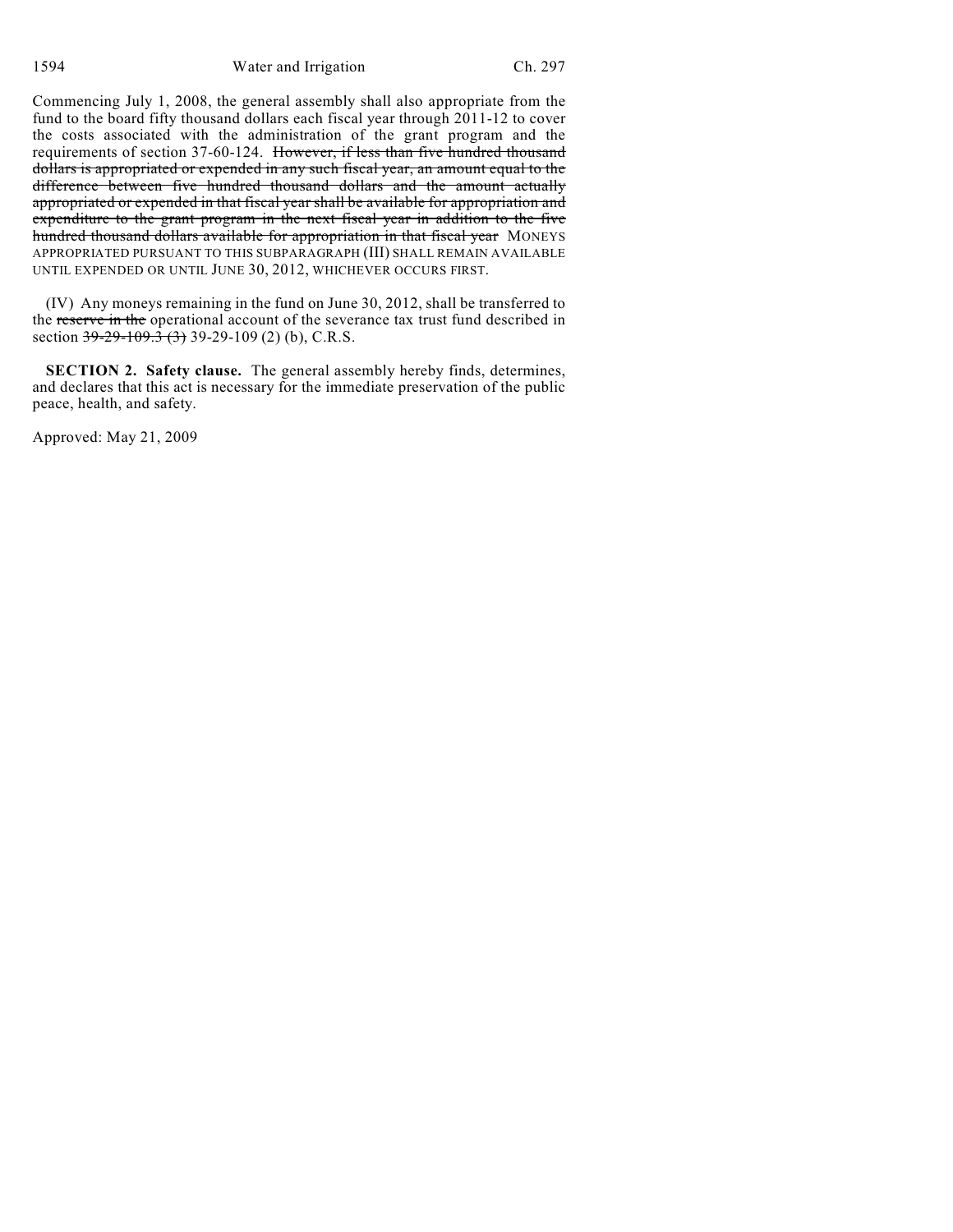Commencing July 1, 2008, the general assembly shall also appropriate from the fund to the board fifty thousand dollars each fiscal year through 2011-12 to cover the costs associated with the administration of the grant program and the requirements of section 37-60-124. ~~However, if less than five hundred thousand dollars is appropriated or expended in any such fiscal year, an amount equal to the difference between five hundred thousand dollars and the amount actually appropriated or expended in that fiscal year shall be available for appropriation and expenditure to the grant program in the next fiscal year in addition to the five hundred thousand dollars available for appropriation in that fiscal year~~ MONEYS APPROPRIATED PURSUANT TO THIS SUBPARAGRAPH (III) SHALL REMAIN AVAILABLE UNTIL EXPENDED OR UNTIL JUNE 30, 2012, WHICHEVER OCCURS FIRST.

(IV) Any moneys remaining in the fund on June 30, 2012, shall be transferred to the ~~reserve in the~~ operational account of the severance tax trust fund described in section ~~39-29-109.3 (3)~~ 39-29-109 (2) (b), C.R.S.

**SECTION 2. Safety clause.** The general assembly hereby finds, determines, and declares that this act is necessary for the immediate preservation of the public peace, health, and safety.

Approved: May 21, 2009